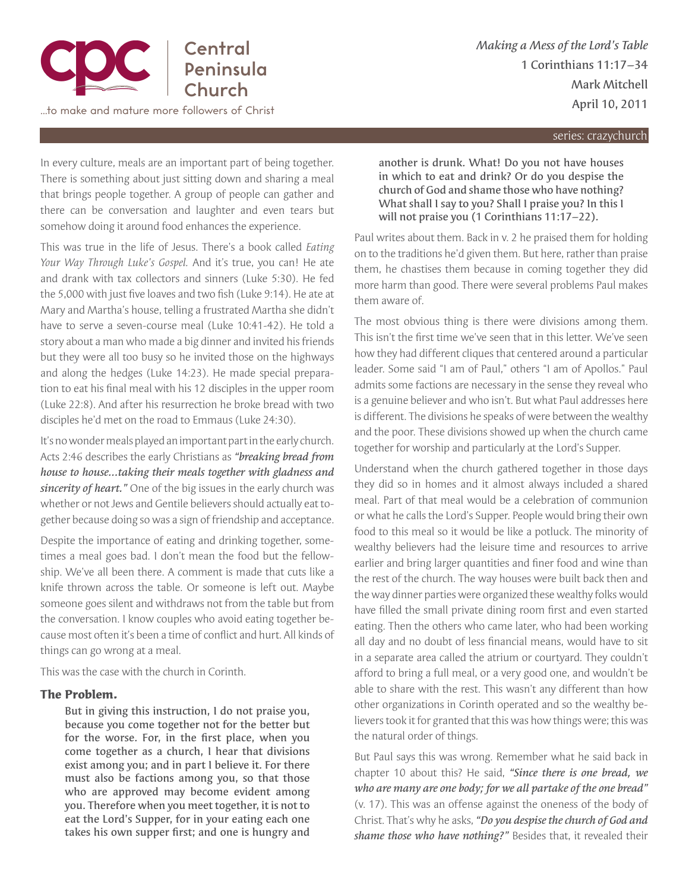# Making a Mess of the Lord's Table

1 Corinthians 11:17–34
Mark Mitchell
April 10, 2011

series: crazychurch

In every culture, meals are an important part of being together. There is something about just sitting down and sharing a meal that brings people together. A group of people can gather and there can be conversation and laughter and even tears but somehow doing it around food enhances the experience.

This was true in the life of Jesus. There's a book called *Eating Your Way Through Luke's Gospel.* And it's true, you can! He ate and drank with tax collectors and sinners (Luke 5:30). He fed the 5,000 with just five loaves and two fish (Luke 9:14). He ate at Mary and Martha's house, telling a frustrated Martha she didn't have to serve a seven-course meal (Luke 10:41-42). He told a story about a man who made a big dinner and invited his friends but they were all too busy so he invited those on the highways and along the hedges (Luke 14:23). He made special preparation to eat his final meal with his 12 disciples in the upper room (Luke 22:8). And after his resurrection he broke bread with two disciples he'd met on the road to Emmaus (Luke 24:30).

It's no wonder meals played an important part in the early church. Acts 2:46 describes the early Christians as ***"breaking bread from house to house…taking their meals together with gladness and sincerity of heart."*** One of the big issues in the early church was whether or not Jews and Gentile believers should actually eat together because doing so was a sign of friendship and acceptance.

Despite the importance of eating and drinking together, sometimes a meal goes bad. I don't mean the food but the fellowship. We've all been there. A comment is made that cuts like a knife thrown across the table. Or someone is left out. Maybe someone goes silent and withdraws not from the table but from the conversation. I know couples who avoid eating together because most often it's been a time of conflict and hurt. All kinds of things can go wrong at a meal.

This was the case with the church in Corinth.

## The Problem.

> **But in giving this instruction, I do not praise you, because you come together not for the better but for the worse. For, in the first place, when you come together as a church, I hear that divisions exist among you; and in part I believe it. For there must also be factions among you, so that those who are approved may become evident among you. Therefore when you meet together, it is not to eat the Lord's Supper, for in your eating each one takes his own supper first; and one is hungry and another is drunk. What! Do you not have houses in which to eat and drink? Or do you despise the church of God and shame those who have nothing? What shall I say to you? Shall I praise you? In this I will not praise you (1 Corinthians 11:17–22).**

Paul writes about them. Back in v. 2 he praised them for holding on to the traditions he'd given them. But here, rather than praise them, he chastises them because in coming together they did more harm than good. There were several problems Paul makes them aware of.

The most obvious thing is there were divisions among them. This isn't the first time we've seen that in this letter. We've seen how they had different cliques that centered around a particular leader. Some said "I am of Paul," others "I am of Apollos." Paul admits some factions are necessary in the sense they reveal who is a genuine believer and who isn't. But what Paul addresses here is different. The divisions he speaks of were between the wealthy and the poor. These divisions showed up when the church came together for worship and particularly at the Lord's Supper.

Understand when the church gathered together in those days they did so in homes and it almost always included a shared meal. Part of that meal would be a celebration of communion or what he calls the Lord's Supper. People would bring their own food to this meal so it would be like a potluck. The minority of wealthy believers had the leisure time and resources to arrive earlier and bring larger quantities and finer food and wine than the rest of the church. The way houses were built back then and the way dinner parties were organized these wealthy folks would have filled the small private dining room first and even started eating. Then the others who came later, who had been working all day and no doubt of less financial means, would have to sit in a separate area called the atrium or courtyard. They couldn't afford to bring a full meal, or a very good one, and wouldn't be able to share with the rest. This wasn't any different than how other organizations in Corinth operated and so the wealthy believers took it for granted that this was how things were; this was the natural order of things.

But Paul says this was wrong. Remember what he said back in chapter 10 about this? He said, ***"Since there is one bread, we who are many are one body; for we all partake of the one bread"*** (v. 17). This was an offense against the oneness of the body of Christ. That's why he asks, ***"Do you despise the church of God and shame those who have nothing?"*** Besides that, it revealed their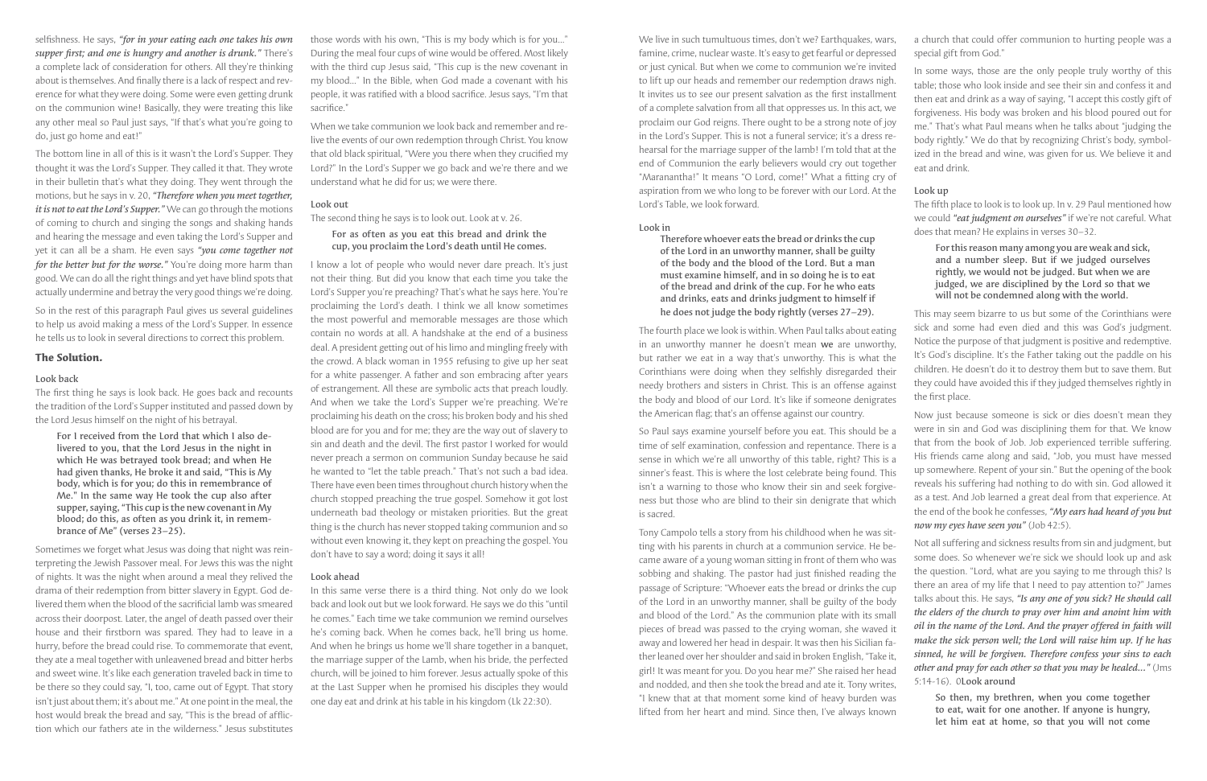selfishness. He says, *"for in your eating each one takes his own supper first; and one is hungry and another is drunk."* There's a complete lack of consideration for others. All they're thinking about is themselves. And finally there is a lack of respect and reverence for what they were doing. Some were even getting drunk on the communion wine! Basically, they were treating this like any other meal so Paul just says, "If that's what you're going to do, just go home and eat!"

The bottom line in all of this is it wasn't the Lord's Supper. They thought it was the Lord's Supper. They called it that. They wrote in their bulletin that's what they doing. They went through the motions, but he says in v. 20, ***"Therefore when you meet together, it is not to eat the Lord's Supper."*** We can go through the motions of coming to church and singing the songs and shaking hands and hearing the message and even taking the Lord's Supper and yet it can all be a sham. He even says *"you come together not for the better but for the worse."* You're doing more harm than good. We can do all the right things and yet have blind spots that actually undermine and betray the very good things we're doing.

So in the rest of this paragraph Paul gives us several guidelines to help us avoid making a mess of the Lord's Supper. In essence he tells us to look in several directions to correct this problem.

## The Solution.

### Look back

The first thing he says is look back. He goes back and recounts the tradition of the Lord's Supper instituted and passed down by the Lord Jesus himself on the night of his betrayal.

> **For I received from the Lord that which I also delivered to you, that the Lord Jesus in the night in which He was betrayed took bread; and when He had given thanks, He broke it and said, "This is My body, which is for you; do this in remembrance of Me." In the same way He took the cup also after supper, saying, "This cup is the new covenant in My blood; do this, as often as you drink it, in remembrance of Me" (verses 23–25).**

Sometimes we forget what Jesus was doing that night was reinterpreting the Jewish Passover meal. For Jews this was the night of nights. It was the night when around a meal they relived the drama of their redemption from bitter slavery in Egypt. God delivered them when the blood of the sacrificial lamb was smeared across their doorpost. Later, the angel of death passed over their house and their firstborn was spared. They had to leave in a hurry, before the bread could rise. To commemorate that event, they ate a meal together with unleavened bread and bitter herbs and sweet wine. It's like each generation traveled back in time to be there so they could say, "I, too, came out of Egypt. That story isn't just about them; it's about me." At one point in the meal, the host would break the bread and say, "This is the bread of affliction which our fathers ate in the wilderness." Jesus substitutes those words with his own, "This is my body which is for you..." During the meal four cups of wine would be offered. Most likely with the third cup Jesus said, "This cup is the new covenant in my blood..." In the Bible, when God made a covenant with his people, it was ratified with a blood sacrifice. Jesus says, "I'm that sacrifice."

When we take communion we look back and remember and relive the events of our own redemption through Christ. You know that old black spiritual, "Were you there when they crucified my Lord?" In the Lord's Supper we go back and we're there and we understand what he did for us; we were there.

### Look out

The second thing he says is to look out. Look at v. 26.

> **For as often as you eat this bread and drink the cup, you proclaim the Lord's death until He comes.**

I know a lot of people who would never dare preach. It's just not their thing. But did you know that each time you take the Lord's Supper you're preaching? That's what he says here. You're proclaiming the Lord's death. I think we all know sometimes the most powerful and memorable messages are those which contain no words at all. A handshake at the end of a business deal. A president getting out of his limo and mingling freely with the crowd. A black woman in 1955 refusing to give up her seat for a white passenger. A father and son embracing after years of estrangement. All these are symbolic acts that preach loudly. And when we take the Lord's Supper we're preaching. We're proclaiming his death on the cross; his broken body and his shed blood are for you and for me; they are the way out of slavery to sin and death and the devil. The first pastor I worked for would never preach a sermon on communion Sunday because he said he wanted to "let the table preach." That's not such a bad idea. There have even been times throughout church history when the church stopped preaching the true gospel. Somehow it got lost underneath bad theology or mistaken priorities. But the great thing is the church has never stopped taking communion and so without even knowing it, they kept on preaching the gospel. You don't have to say a word; doing it says it all!

### Look ahead

In this same verse there is a third thing. Not only do we look back and look out but we look forward. He says we do this "until he comes." Each time we take communion we remind ourselves he's coming back. When he comes back, he'll bring us home. And when he brings us home we'll share together in a banquet, the marriage supper of the Lamb, when his bride, the perfected church, will be joined to him forever. Jesus actually spoke of this at the Last Supper when he promised his disciples they would one day eat and drink at his table in his kingdom (Lk 22:30).

We live in such tumultuous times, don't we? Earthquakes, wars, famine, crime, nuclear waste. It's easy to get fearful or depressed or just cynical. But when we come to communion we're invited to lift up our heads and remember our redemption draws nigh. It invites us to see our present salvation as the first installment of a complete salvation from all that oppresses us. In this act, we proclaim our God reigns. There ought to be a strong note of joy in the Lord's Supper. This is not a funeral service; it's a dress rehearsal for the marriage supper of the lamb! I'm told that at the end of Communion the early believers would cry out together "Maranantha!" It means "O Lord, come!" What a fitting cry of aspiration from we who long to be forever with our Lord. At the Lord's Table, we look forward.

### Look in

> **Therefore whoever eats the bread or drinks the cup of the Lord in an unworthy manner, shall be guilty of the body and the blood of the Lord. But a man must examine himself, and in so doing he is to eat of the bread and drink of the cup. For he who eats and drinks, eats and drinks judgment to himself if he does not judge the body rightly (verses 27–29).**

The fourth place we look is within. When Paul talks about eating in an unworthy manner he doesn't mean **we** are unworthy, but rather we eat in a way that's unworthy. This is what the Corinthians were doing when they selfishly disregarded their needy brothers and sisters in Christ. This is an offense against the body and blood of our Lord. It's like if someone denigrates the American flag; that's an offense against our country.

So Paul says examine yourself before you eat. This should be a time of self examination, confession and repentance. There is a sense in which we're all unworthy of this table, right? This is a sinner's feast. This is where the lost celebrate being found. This isn't a warning to those who know their sin and seek forgiveness but those who are blind to their sin denigrate that which is sacred.

Tony Campolo tells a story from his childhood when he was sitting with his parents in church at a communion service. He became aware of a young woman sitting in front of them who was sobbing and shaking. The pastor had just finished reading the passage of Scripture: "Whoever eats the bread or drinks the cup of the Lord in an unworthy manner, shall be guilty of the body and blood of the Lord." As the communion plate with its small pieces of bread was passed to the crying woman, she waved it away and lowered her head in despair. It was then his Sicilian father leaned over her shoulder and said in broken English, "Take it, girl! It was meant for you. Do you hear me?" She raised her head and nodded, and then she took the bread and ate it. Tony writes, "I knew that at that moment some kind of heavy burden was lifted from her heart and mind. Since then, I've always known a church that could offer communion to hurting people was a special gift from God."

In some ways, those are the only people truly worthy of this table; those who look inside and see their sin and confess it and then eat and drink as a way of saying, "I accept this costly gift of forgiveness. His body was broken and his blood poured out for me." That's what Paul means when he talks about "judging the body rightly." We do that by recognizing Christ's body, symbolized in the bread and wine, was given for us. We believe it and eat and drink.

### Look up

The fifth place to look is to look up. In v. 29 Paul mentioned how we could *"eat judgment on ourselves"* if we're not careful. What does that mean? He explains in verses 30–32.

> **For this reason many among you are weak and sick, and a number sleep. But if we judged ourselves rightly, we would not be judged. But when we are judged, we are disciplined by the Lord so that we will not be condemned along with the world.**

This may seem bizarre to us but some of the Corinthians were sick and some had even died and this was God's judgment. Notice the purpose of that judgment is positive and redemptive. It's God's discipline. It's the Father taking out the paddle on his children. He doesn't do it to destroy them but to save them. But they could have avoided this if they judged themselves rightly in the first place.

Now just because someone is sick or dies doesn't mean they were in sin and God was disciplining them for that. We know that from the book of Job. Job experienced terrible suffering. His friends came along and said, "Job, you must have messed up somewhere. Repent of your sin." But the opening of the book reveals his suffering had nothing to do with sin. God allowed it as a test. And Job learned a great deal from that experience. At the end of the book he confesses, ***"My ears had heard of you but now my eyes have seen you"*** (Job 42:5).

Not all suffering and sickness results from sin and judgment, but some does. So whenever we're sick we should look up and ask the question. "Lord, what are you saying to me through this? Is there an area of my life that I need to pay attention to?" James talks about this. He says, ***"Is any one of you sick? He should call the elders of the church to pray over him and anoint him with oil in the name of the Lord. And the prayer offered in faith will make the sick person well; the Lord will raise him up. If he has sinned, he will be forgiven. Therefore confess your sins to each other and pray for each other so that you may be healed..."*** (Jms 5:14-16). 0**Look around**

> **So then, my brethren, when you come together to eat, wait for one another. If anyone is hungry, let him eat at home, so that you will not come**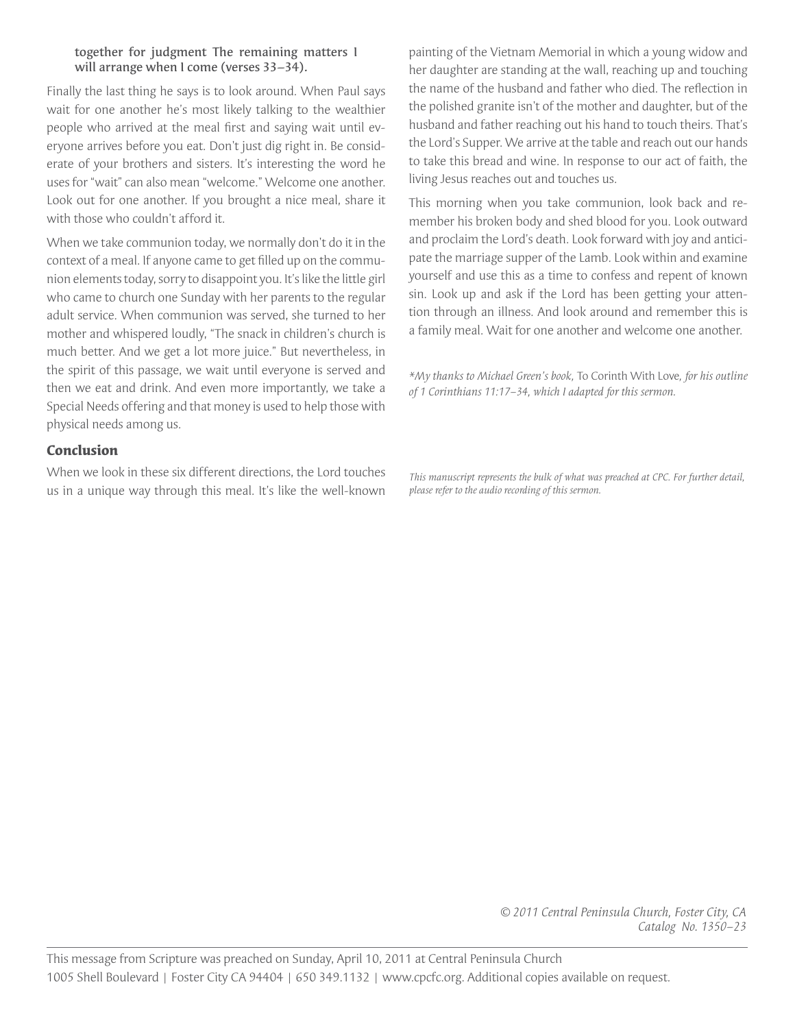**together for judgment The remaining matters I will arrange when I come (verses 33–34).**

Finally the last thing he says is to look around. When Paul says wait for one another he's most likely talking to the wealthier people who arrived at the meal first and saying wait until everyone arrives before you eat. Don't just dig right in. Be considerate of your brothers and sisters. It's interesting the word he uses for "wait" can also mean "welcome." Welcome one another. Look out for one another. If you brought a nice meal, share it with those who couldn't afford it.

When we take communion today, we normally don't do it in the context of a meal. If anyone came to get filled up on the communion elements today, sorry to disappoint you. It's like the little girl who came to church one Sunday with her parents to the regular adult service. When communion was served, she turned to her mother and whispered loudly, "The snack in children's church is much better. And we get a lot more juice." But nevertheless, in the spirit of this passage, we wait until everyone is served and then we eat and drink. And even more importantly, we take a Special Needs offering and that money is used to help those with physical needs among us.

## Conclusion

When we look in these six different directions, the Lord touches us in a unique way through this meal. It's like the well-known painting of the Vietnam Memorial in which a young widow and her daughter are standing at the wall, reaching up and touching the name of the husband and father who died. The reflection in the polished granite isn't of the mother and daughter, but of the husband and father reaching out his hand to touch theirs. That's the Lord's Supper. We arrive at the table and reach out our hands to take this bread and wine. In response to our act of faith, the living Jesus reaches out and touches us.

This morning when you take communion, look back and remember his broken body and shed blood for you. Look outward and proclaim the Lord's death. Look forward with joy and anticipate the marriage supper of the Lamb. Look within and examine yourself and use this as a time to confess and repent of known sin. Look up and ask if the Lord has been getting your attention through an illness. And look around and remember this is a family meal. Wait for one another and welcome one another.

*\*My thanks to Michael Green's book,* To Corinth With Love, *for his outline of 1 Corinthians 11:17–34, which I adapted for this sermon.*

*This manuscript represents the bulk of what was preached at CPC. For further detail, please refer to the audio recording of this sermon.*

*© 2011 Central Peninsula Church, Foster City, CA*
*Catalog No. 1350–23*

This message from Scripture was preached on Sunday, April 10, 2011 at Central Peninsula Church
1005 Shell Boulevard | Foster City CA 94404 | 650 349.1132 | www.cpcfc.org. Additional copies available on request.